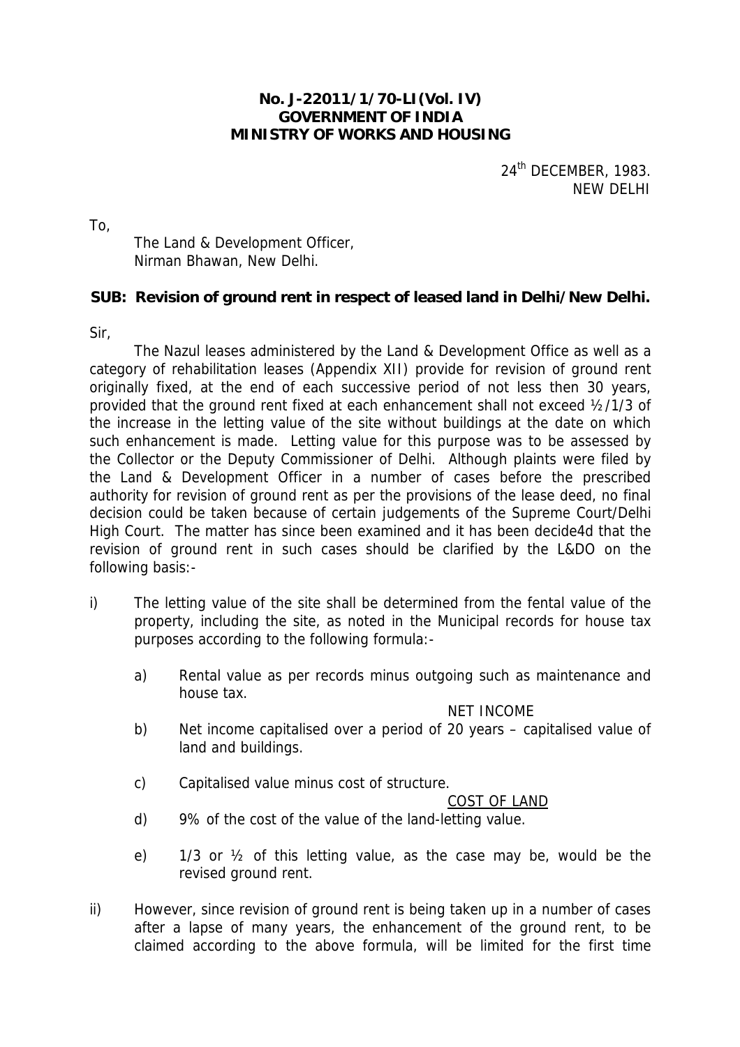**No. J-22011/1/70-LI(Vol. IV)**
**GOVERNMENT OF INDIA**
**MINISTRY OF WORKS AND HOUSING**

24th DECEMBER, 1983.
NEW DELHI

To,

The Land & Development Officer,
Nirman Bhawan, New Delhi.

**SUB: Revision of ground rent in respect of leased land in Delhi/New Delhi.**

Sir,

The Nazul leases administered by the Land & Development Office as well as a category of rehabilitation leases (Appendix XII) provide for revision of ground rent originally fixed, at the end of each successive period of not less then 30 years, provided that the ground rent fixed at each enhancement shall not exceed ½/1/3 of the increase in the letting value of the site without buildings at the date on which such enhancement is made. Letting value for this purpose was to be assessed by the Collector or the Deputy Commissioner of Delhi. Although plaints were filed by the Land & Development Officer in a number of cases before the prescribed authority for revision of ground rent as per the provisions of the lease deed, no final decision could be taken because of certain judgements of the Supreme Court/Delhi High Court. The matter has since been examined and it has been decide4d that the revision of ground rent in such cases should be clarified by the L&DO on the following basis:-

i) The letting value of the site shall be determined from the fental value of the property, including the site, as noted in the Municipal records for house tax purposes according to the following formula:-

   a) Rental value as per records minus outgoing such as maintenance and house tax.
      NET INCOME

   b) Net income capitalised over a period of 20 years – capitalised value of land and buildings.

   c) Capitalised value minus cost of structure.
      COST OF LAND

   d) 9% of the cost of the value of the land-letting value.

   e) 1/3 or ½ of this letting value, as the case may be, would be the revised ground rent.

ii) However, since revision of ground rent is being taken up in a number of cases after a lapse of many years, the enhancement of the ground rent, to be claimed according to the above formula, will be limited for the first time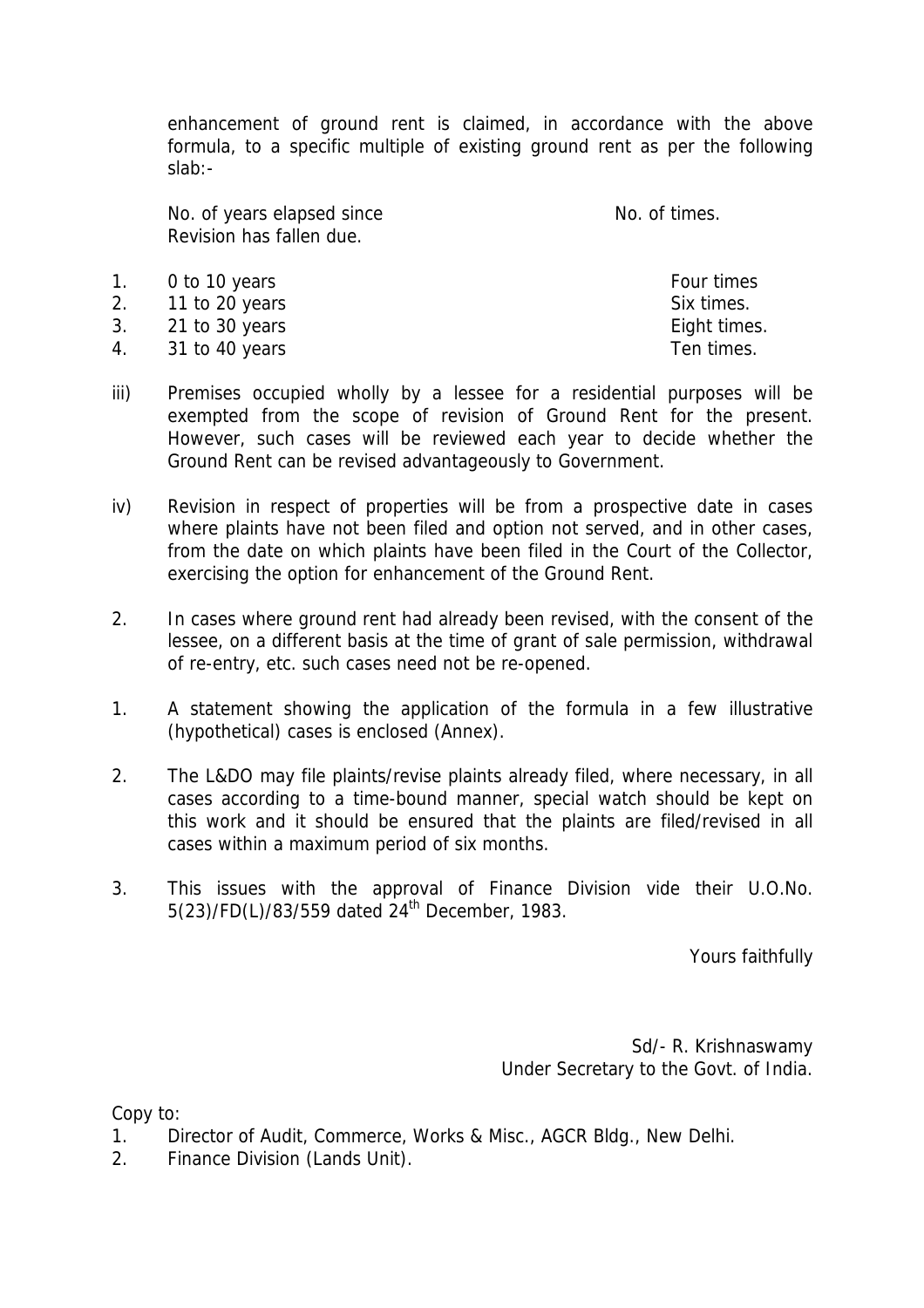enhancement of ground rent is claimed, in accordance with the above formula, to a specific multiple of existing ground rent as per the following slab:-

| No. of years elapsed since Revision has fallen due. | No. of times. |
|---|---|
| 1. 0 to 10 years | Four times |
| 2. 11 to 20 years | Six times. |
| 3. 21 to 30 years | Eight times. |
| 4. 31 to 40 years | Ten times. |

iii) Premises occupied wholly by a lessee for a residential purposes will be exempted from the scope of revision of Ground Rent for the present. However, such cases will be reviewed each year to decide whether the Ground Rent can be revised advantageously to Government.

iv) Revision in respect of properties will be from a prospective date in cases where plaints have not been filed and option not served, and in other cases, from the date on which plaints have been filed in the Court of the Collector, exercising the option for enhancement of the Ground Rent.

2. In cases where ground rent had already been revised, with the consent of the lessee, on a different basis at the time of grant of sale permission, withdrawal of re-entry, etc. such cases need not be re-opened.

1. A statement showing the application of the formula in a few illustrative (hypothetical) cases is enclosed (Annex).

2. The L&DO may file plaints/revise plaints already filed, where necessary, in all cases according to a time-bound manner, special watch should be kept on this work and it should be ensured that the plaints are filed/revised in all cases within a maximum period of six months.

3. This issues with the approval of Finance Division vide their U.O.No. 5(23)/FD(L)/83/559 dated 24th December, 1983.

Yours faithfully

Sd/- R. Krishnaswamy
Under Secretary to the Govt. of India.

Copy to:

1. Director of Audit, Commerce, Works & Misc., AGCR Bldg., New Delhi.
2. Finance Division (Lands Unit).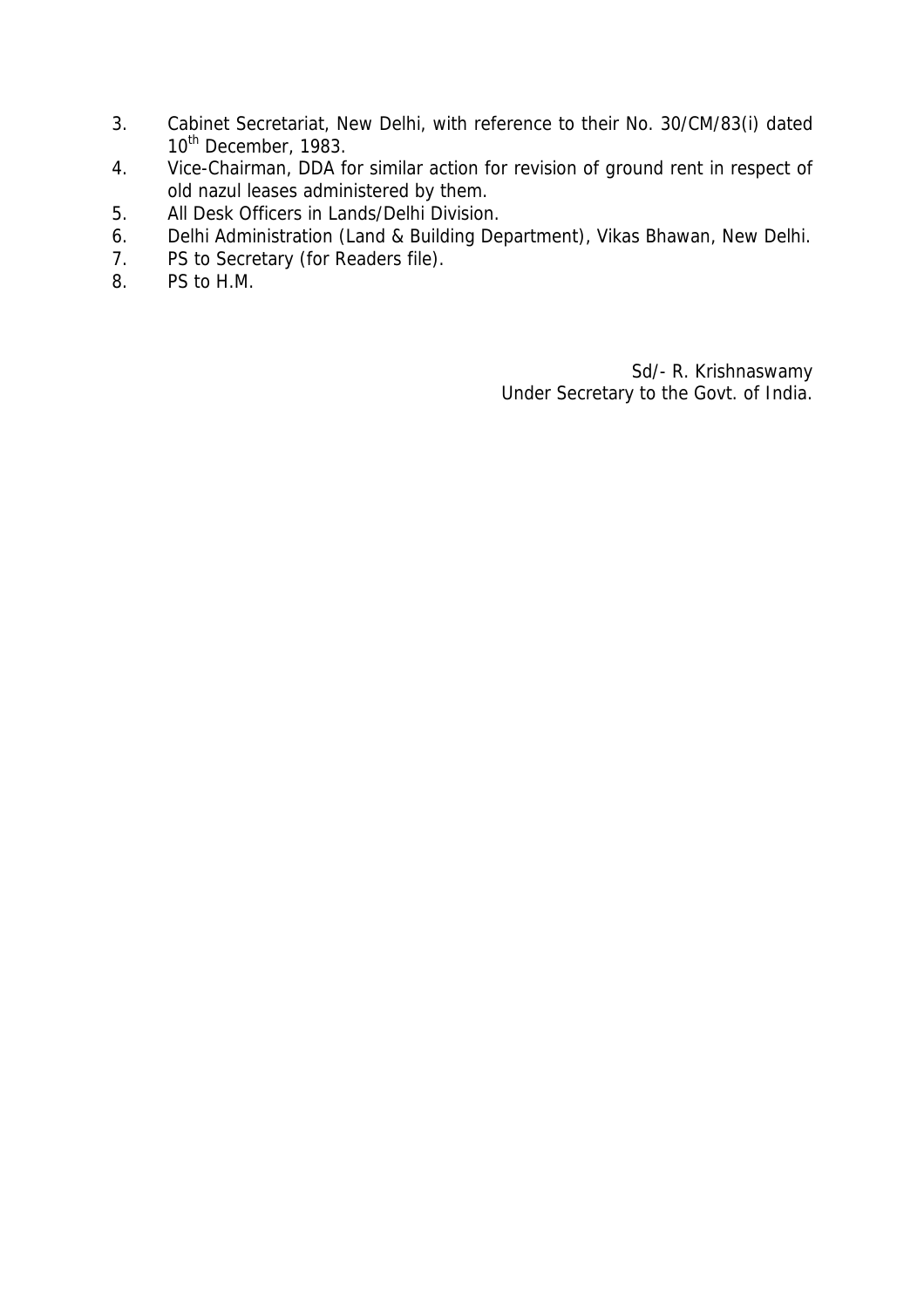3. Cabinet Secretariat, New Delhi, with reference to their No. 30/CM/83(i) dated 10th December, 1983.
4. Vice-Chairman, DDA for similar action for revision of ground rent in respect of old nazul leases administered by them.
5. All Desk Officers in Lands/Delhi Division.
6. Delhi Administration (Land & Building Department), Vikas Bhawan, New Delhi.
7. PS to Secretary (for Readers file).
8. PS to H.M.

Sd/- R. Krishnaswamy
Under Secretary to the Govt. of India.